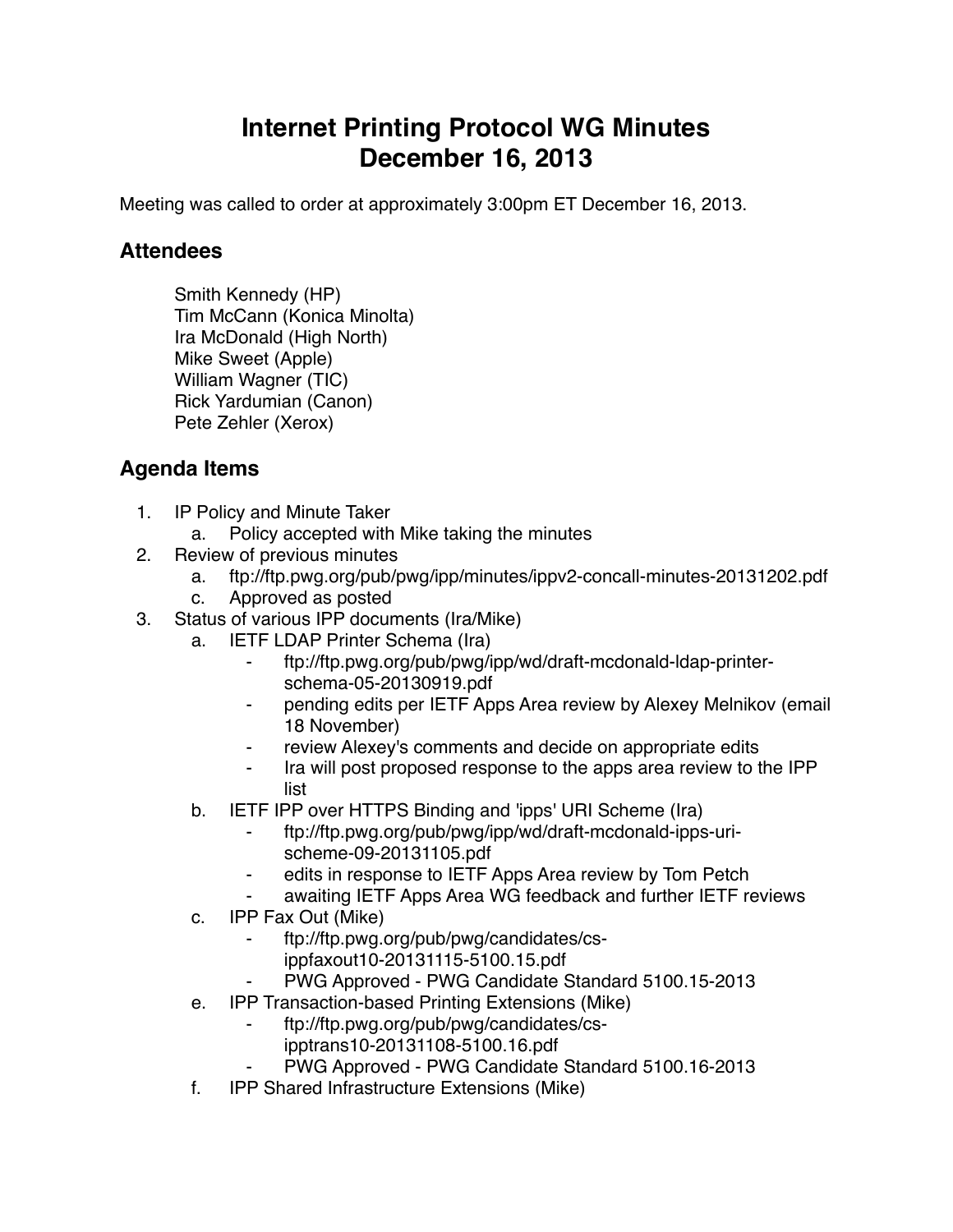# Internet Printing Protocol WG Minutes
# December 16, 2013

Meeting was called to order at approximately 3:00pm ET December 16, 2013.

## Attendees

Smith Kennedy (HP)
Tim McCann (Konica Minolta)
Ira McDonald (High North)
Mike Sweet (Apple)
William Wagner (TIC)
Rick Yardumian (Canon)
Pete Zehler (Xerox)

## Agenda Items

1. IP Policy and Minute Taker
   a. Policy accepted with Mike taking the minutes
2. Review of previous minutes
   a. ftp://ftp.pwg.org/pub/pwg/ipp/minutes/ippv2-concall-minutes-20131202.pdf
   c. Approved as posted
3. Status of various IPP documents (Ira/Mike)
   a. IETF LDAP Printer Schema (Ira)
      - ftp://ftp.pwg.org/pub/pwg/ipp/wd/draft-mcdonald-ldap-printer-schema-05-20130919.pdf
      - pending edits per IETF Apps Area review by Alexey Melnikov (email 18 November)
      - review Alexey's comments and decide on appropriate edits
      - Ira will post proposed response to the apps area review to the IPP list
   b. IETF IPP over HTTPS Binding and 'ipps' URI Scheme (Ira)
      - ftp://ftp.pwg.org/pub/pwg/ipp/wd/draft-mcdonald-ipps-uri-scheme-09-20131105.pdf
      - edits in response to IETF Apps Area review by Tom Petch
      - awaiting IETF Apps Area WG feedback and further IETF reviews
   c. IPP Fax Out (Mike)
      - ftp://ftp.pwg.org/pub/pwg/candidates/cs-ippfaxout10-20131115-5100.15.pdf
      - PWG Approved - PWG Candidate Standard 5100.15-2013
   e. IPP Transaction-based Printing Extensions (Mike)
      - ftp://ftp.pwg.org/pub/pwg/candidates/cs-ipptrans10-20131108-5100.16.pdf
      - PWG Approved - PWG Candidate Standard 5100.16-2013
   f. IPP Shared Infrastructure Extensions (Mike)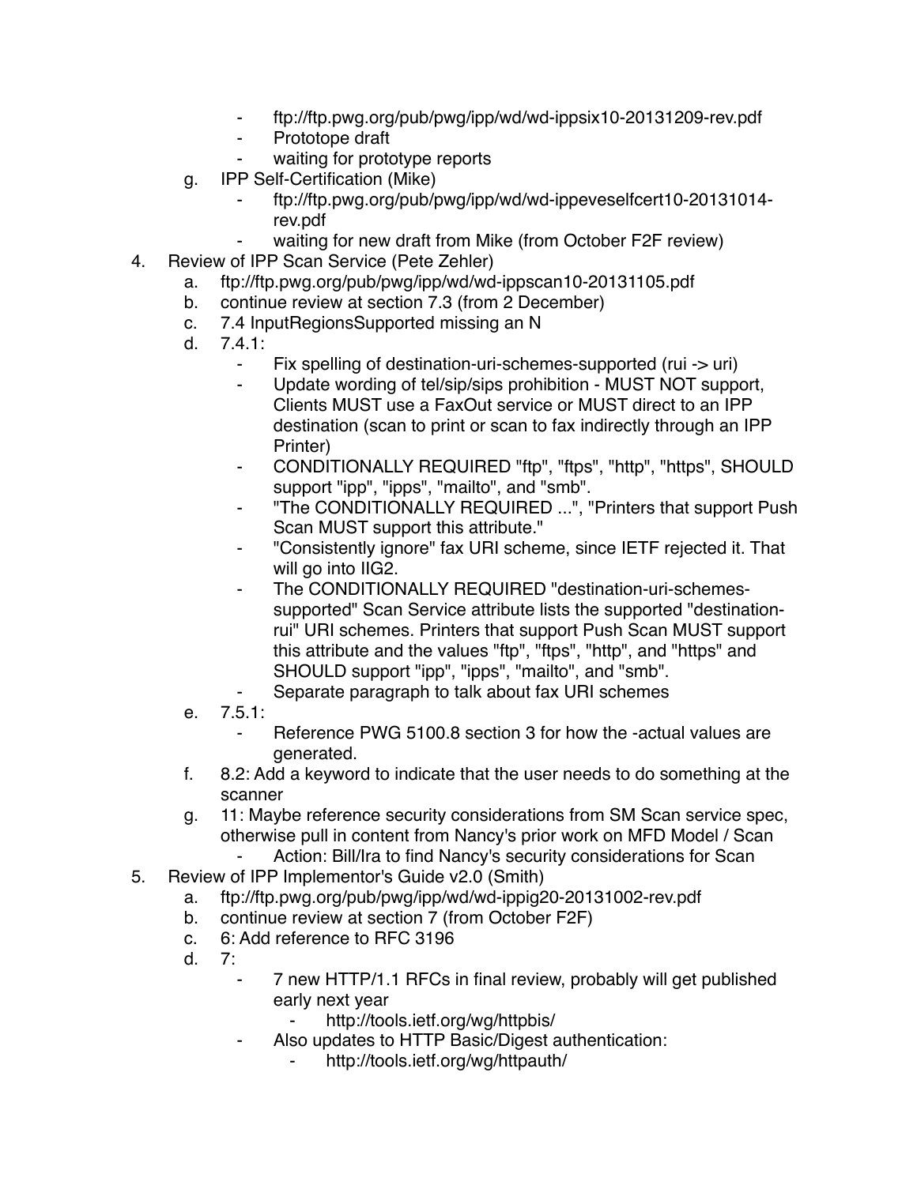- ftp://ftp.pwg.org/pub/pwg/ipp/wd/wd-ippsix10-20131209-rev.pdf
        - Prototope draft
        - waiting for prototype reports
    g. IPP Self-Certification (Mike)
        - ftp://ftp.pwg.org/pub/pwg/ipp/wd/wd-ippeveselfcert10-20131014-rev.pdf
        - waiting for new draft from Mike (from October F2F review)

4. Review of IPP Scan Service (Pete Zehler)
    a. ftp://ftp.pwg.org/pub/pwg/ipp/wd/wd-ippscan10-20131105.pdf
    b. continue review at section 7.3 (from 2 December)
    c. 7.4 InputRegionsSupported missing an N
    d. 7.4.1:
        - Fix spelling of destination-uri-schemes-supported (rui -> uri)
        - Update wording of tel/sip/sips prohibition - MUST NOT support, Clients MUST use a FaxOut service or MUST direct to an IPP destination (scan to print or scan to fax indirectly through an IPP Printer)
        - CONDITIONALLY REQUIRED "ftp", "ftps", "http", "https", SHOULD support "ipp", "ipps", "mailto", and "smb".
        - "The CONDITIONALLY REQUIRED ...", "Printers that support Push Scan MUST support this attribute."
        - "Consistently ignore" fax URI scheme, since IETF rejected it. That will go into IIG2.
        - The CONDITIONALLY REQUIRED "destination-uri-schemes-supported" Scan Service attribute lists the supported "destination-rui" URI schemes. Printers that support Push Scan MUST support this attribute and the values "ftp", "ftps", "http", and "https" and SHOULD support "ipp", "ipps", "mailto", and "smb".
        - Separate paragraph to talk about fax URI schemes
    e. 7.5.1:
        - Reference PWG 5100.8 section 3 for how the -actual values are generated.
    f. 8.2: Add a keyword to indicate that the user needs to do something at the scanner
    g. 11: Maybe reference security considerations from SM Scan service spec, otherwise pull in content from Nancy's prior work on MFD Model / Scan
        - Action: Bill/Ira to find Nancy's security considerations for Scan

5. Review of IPP Implementor's Guide v2.0 (Smith)
    a. ftp://ftp.pwg.org/pub/pwg/ipp/wd/wd-ippig20-20131002-rev.pdf
    b. continue review at section 7 (from October F2F)
    c. 6: Add reference to RFC 3196
    d. 7:
        - 7 new HTTP/1.1 RFCs in final review, probably will get published early next year
            - http://tools.ietf.org/wg/httpbis/
        - Also updates to HTTP Basic/Digest authentication:
            - http://tools.ietf.org/wg/httpauth/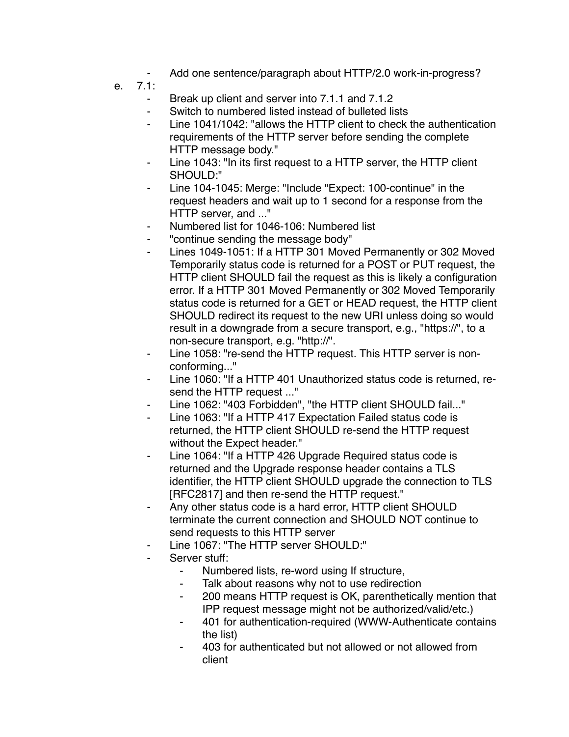- Add one sentence/paragraph about HTTP/2.0 work-in-progress?

e. 7.1:
    - Break up client and server into 7.1.1 and 7.1.2
    - Switch to numbered listed instead of bulleted lists
    - Line 1041/1042: "allows the HTTP client to check the authentication requirements of the HTTP server before sending the complete HTTP message body."
    - Line 1043: "In its first request to a HTTP server, the HTTP client SHOULD:"
    - Line 104-1045: Merge: "Include "Expect: 100-continue" in the request headers and wait up to 1 second for a response from the HTTP server, and ..."
    - Numbered list for 1046-106: Numbered list
    - "continue sending the message body"
    - Lines 1049-1051: If a HTTP 301 Moved Permanently or 302 Moved Temporarily status code is returned for a POST or PUT request, the HTTP client SHOULD fail the request as this is likely a configuration error. If a HTTP 301 Moved Permanently or 302 Moved Temporarily status code is returned for a GET or HEAD request, the HTTP client SHOULD redirect its request to the new URI unless doing so would result in a downgrade from a secure transport, e.g., "https://", to a non-secure transport, e.g. "http://".
    - Line 1058: "re-send the HTTP request. This HTTP server is non-conforming..."
    - Line 1060: "If a HTTP 401 Unauthorized status code is returned, re-send the HTTP request ..."
    - Line 1062: "403 Forbidden", "the HTTP client SHOULD fail..."
    - Line 1063: "If a HTTP 417 Expectation Failed status code is returned, the HTTP client SHOULD re-send the HTTP request without the Expect header."
    - Line 1064: "If a HTTP 426 Upgrade Required status code is returned and the Upgrade response header contains a TLS identifier, the HTTP client SHOULD upgrade the connection to TLS [RFC2817] and then re-send the HTTP request."
    - Any other status code is a hard error, HTTP client SHOULD terminate the current connection and SHOULD NOT continue to send requests to this HTTP server
    - Line 1067: "The HTTP server SHOULD:"
    - Server stuff:
        - Numbered lists, re-word using If structure,
        - Talk about reasons why not to use redirection
        - 200 means HTTP request is OK, parenthetically mention that IPP request message might not be authorized/valid/etc.)
        - 401 for authentication-required (WWW-Authenticate contains the list)
        - 403 for authenticated but not allowed or not allowed from client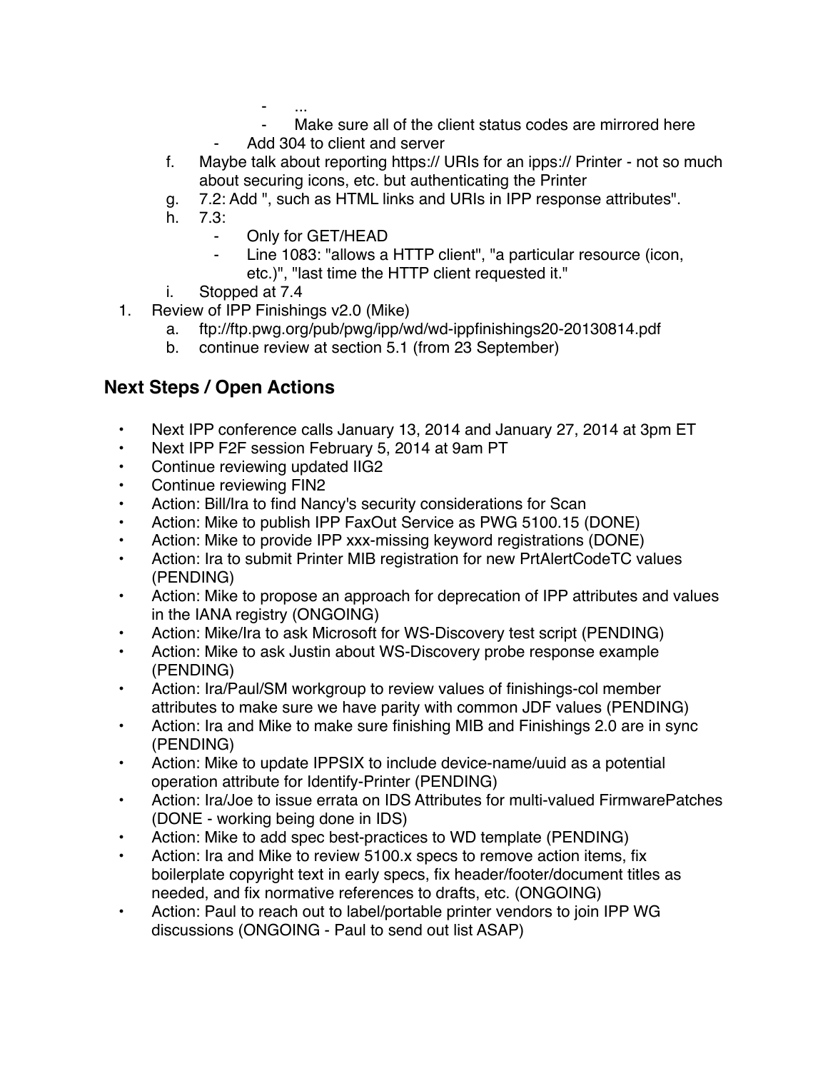- ...
            - Make sure all of the client status codes are mirrored here
        - Add 304 to client and server
    f. Maybe talk about reporting https:// URIs for an ipps:// Printer - not so much about securing icons, etc. but authenticating the Printer
    g. 7.2: Add ", such as HTML links and URIs in IPP response attributes".
    h. 7.3:
        - Only for GET/HEAD
        - Line 1083: "allows a HTTP client", "a particular resource (icon, etc.)", "last time the HTTP client requested it."
    i. Stopped at 7.4

1. Review of IPP Finishings v2.0 (Mike)
    a. ftp://ftp.pwg.org/pub/pwg/ipp/wd/wd-ippfinishings20-20130814.pdf
    b. continue review at section 5.1 (from 23 September)

## Next Steps / Open Actions

- Next IPP conference calls January 13, 2014 and January 27, 2014 at 3pm ET
- Next IPP F2F session February 5, 2014 at 9am PT
- Continue reviewing updated IIG2
- Continue reviewing FIN2
- Action: Bill/Ira to find Nancy's security considerations for Scan
- Action: Mike to publish IPP FaxOut Service as PWG 5100.15 (DONE)
- Action: Mike to provide IPP xxx-missing keyword registrations (DONE)
- Action: Ira to submit Printer MIB registration for new PrtAlertCodeTC values (PENDING)
- Action: Mike to propose an approach for deprecation of IPP attributes and values in the IANA registry (ONGOING)
- Action: Mike/Ira to ask Microsoft for WS-Discovery test script (PENDING)
- Action: Mike to ask Justin about WS-Discovery probe response example (PENDING)
- Action: Ira/Paul/SM workgroup to review values of finishings-col member attributes to make sure we have parity with common JDF values (PENDING)
- Action: Ira and Mike to make sure finishing MIB and Finishings 2.0 are in sync (PENDING)
- Action: Mike to update IPPSIX to include device-name/uuid as a potential operation attribute for Identify-Printer (PENDING)
- Action: Ira/Joe to issue errata on IDS Attributes for multi-valued FirmwarePatches (DONE - working being done in IDS)
- Action: Mike to add spec best-practices to WD template (PENDING)
- Action: Ira and Mike to review 5100.x specs to remove action items, fix boilerplate copyright text in early specs, fix header/footer/document titles as needed, and fix normative references to drafts, etc. (ONGOING)
- Action: Paul to reach out to label/portable printer vendors to join IPP WG discussions (ONGOING - Paul to send out list ASAP)